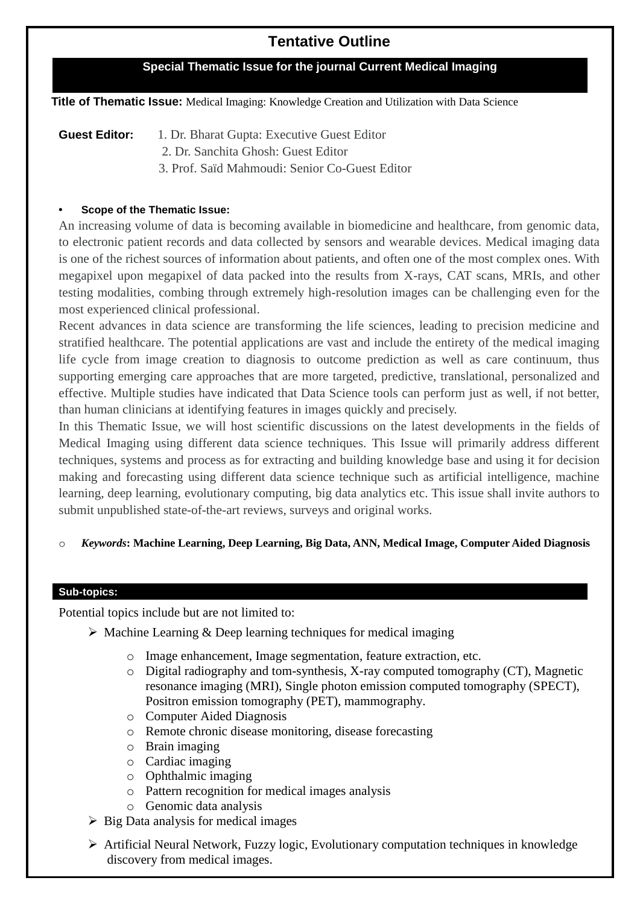# Tentative Outline

## Special Thematic Issue for the journal Current Medical Imaging

**Title of Thematic Issue:** Medical Imaging: Knowledge Creation and Utilization with Data Science

**Guest Editor:**
1. Dr. Bharat Gupta: Executive Guest Editor
2. Dr. Sanchita Ghosh: Guest Editor
3. Prof. Saïd Mahmoudi: Senior Co-Guest Editor

- **Scope of the Thematic Issue:**

An increasing volume of data is becoming available in biomedicine and healthcare, from genomic data, to electronic patient records and data collected by sensors and wearable devices. Medical imaging data is one of the richest sources of information about patients, and often one of the most complex ones. With megapixel upon megapixel of data packed into the results from X-rays, CAT scans, MRIs, and other testing modalities, combing through extremely high-resolution images can be challenging even for the most experienced clinical professional.

Recent advances in data science are transforming the life sciences, leading to precision medicine and stratified healthcare. The potential applications are vast and include the entirety of the medical imaging life cycle from image creation to diagnosis to outcome prediction as well as care continuum, thus supporting emerging care approaches that are more targeted, predictive, translational, personalized and effective. Multiple studies have indicated that Data Science tools can perform just as well, if not better, than human clinicians at identifying features in images quickly and precisely.

In this Thematic Issue, we will host scientific discussions on the latest developments in the fields of Medical Imaging using different data science techniques. This Issue will primarily address different techniques, systems and process as for extracting and building knowledge base and using it for decision making and forecasting using different data science technique such as artificial intelligence, machine learning, deep learning, evolutionary computing, big data analytics etc. This issue shall invite authors to submit unpublished state-of-the-art reviews, surveys and original works.

- ***Keywords*: Machine Learning, Deep Learning, Big Data, ANN, Medical Image, Computer Aided Diagnosis**

## Sub-topics:

Potential topics include but are not limited to:

- Machine Learning & Deep learning techniques for medical imaging
  - Image enhancement, Image segmentation, feature extraction, etc.
  - Digital radiography and tom-synthesis, X-ray computed tomography (CT), Magnetic resonance imaging (MRI), Single photon emission computed tomography (SPECT), Positron emission tomography (PET), mammography.
  - Computer Aided Diagnosis
  - Remote chronic disease monitoring, disease forecasting
  - Brain imaging
  - Cardiac imaging
  - Ophthalmic imaging
  - Pattern recognition for medical images analysis
  - Genomic data analysis
- Big Data analysis for medical images
- Artificial Neural Network, Fuzzy logic, Evolutionary computation techniques in knowledge discovery from medical images.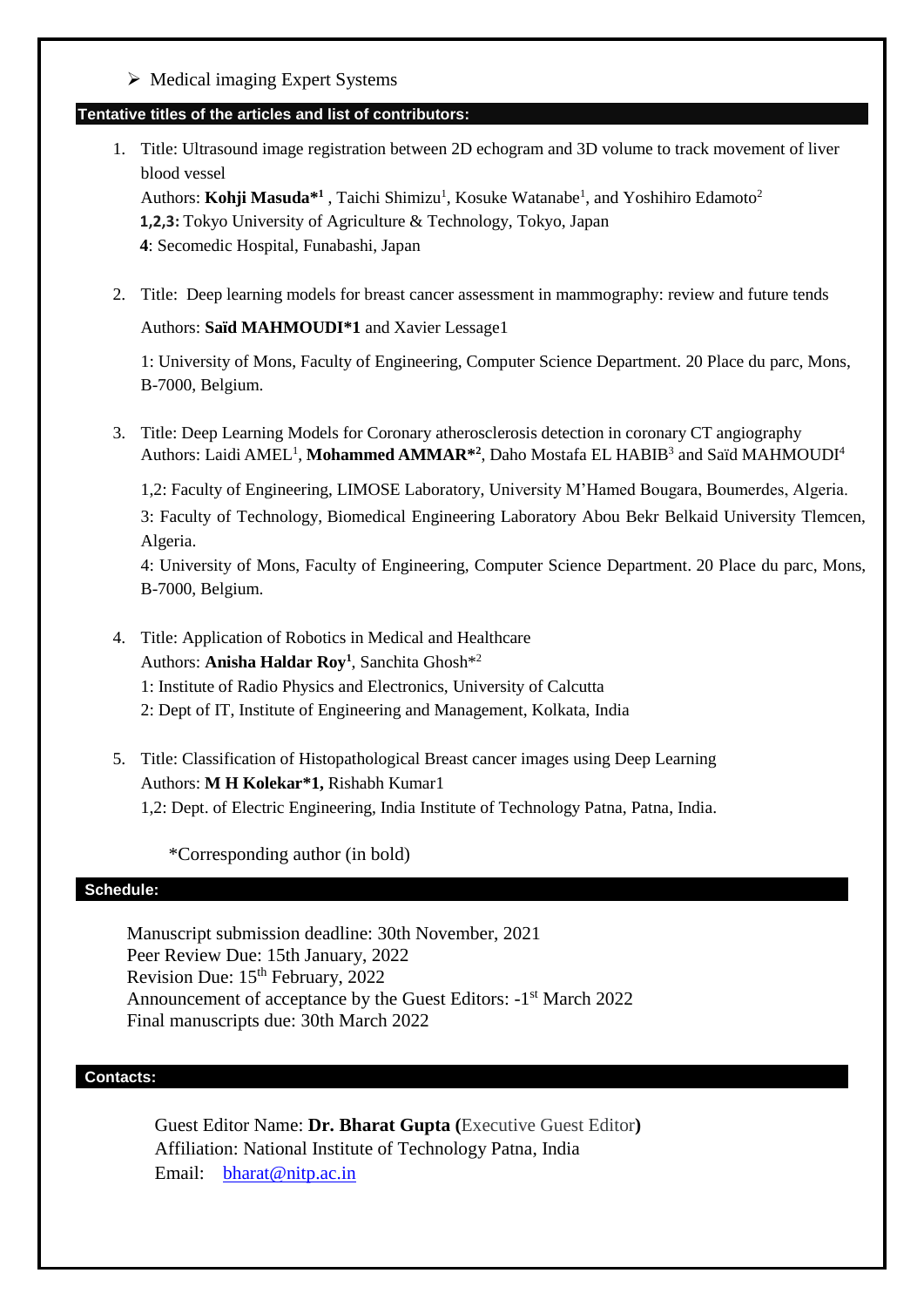- Medical imaging Expert Systems

## Tentative titles of the articles and list of contributors:

1. Title: Ultrasound image registration between 2D echogram and 3D volume to track movement of liver blood vessel
   Authors: **Kohji Masuda*[1]** , Taichi Shimizu[1], Kosuke Watanabe[1], and Yoshihiro Edamoto[2]
   **1,2,3:** Tokyo University of Agriculture & Technology, Tokyo, Japan
   **4**: Secomedic Hospital, Funabashi, Japan

2. Title: Deep learning models for breast cancer assessment in mammography: review and future tends

   Authors: **Saïd MAHMOUDI*1** and Xavier Lessage1

   1: University of Mons, Faculty of Engineering, Computer Science Department. 20 Place du parc, Mons, B-7000, Belgium.

3. Title: Deep Learning Models for Coronary atherosclerosis detection in coronary CT angiography
   Authors: Laidi AMEL[1], **Mohammed AMMAR*[2]**, Daho Mostafa EL HABIB[3] and Saïd MAHMOUDI[4]

   1,2: Faculty of Engineering, LIMOSE Laboratory, University M'Hamed Bougara, Boumerdes, Algeria.

   3: Faculty of Technology, Biomedical Engineering Laboratory Abou Bekr Belkaid University Tlemcen, Algeria.

   4: University of Mons, Faculty of Engineering, Computer Science Department. 20 Place du parc, Mons, B-7000, Belgium.

4. Title: Application of Robotics in Medical and Healthcare
   Authors: **Anisha Haldar Roy[1]**, Sanchita Ghosh*[2]
   1: Institute of Radio Physics and Electronics, University of Calcutta
   2: Dept of IT, Institute of Engineering and Management, Kolkata, India

5. Title: Classification of Histopathological Breast cancer images using Deep Learning
   Authors: **M H Kolekar*1,** Rishabh Kumar1
   1,2: Dept. of Electric Engineering, India Institute of Technology Patna, Patna, India.

*Corresponding author (in bold)

## Schedule:

Manuscript submission deadline: 30th November, 2021
Peer Review Due: 15th January, 2022
Revision Due: 15th February, 2022
Announcement of acceptance by the Guest Editors: -1st March 2022
Final manuscripts due: 30th March 2022

## Contacts:

Guest Editor Name: **Dr. Bharat Gupta (**Executive Guest Editor**)**
Affiliation: National Institute of Technology Patna, India
Email: bharat@nitp.ac.in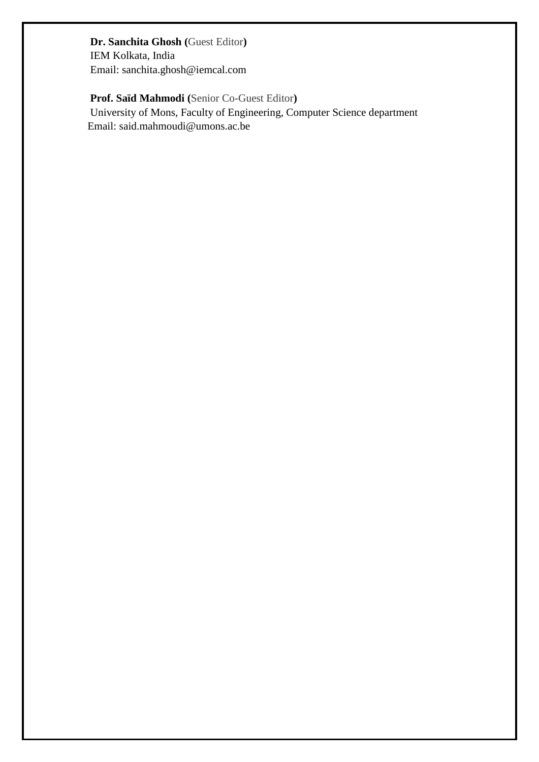**Dr. Sanchita Ghosh (**Guest Editor**)**
IEM Kolkata, India
Email: sanchita.ghosh@iemcal.com

**Prof. Saïd Mahmodi (**Senior Co-Guest Editor**)**
University of Mons, Faculty of Engineering, Computer Science department
Email: said.mahmoudi@umons.ac.be